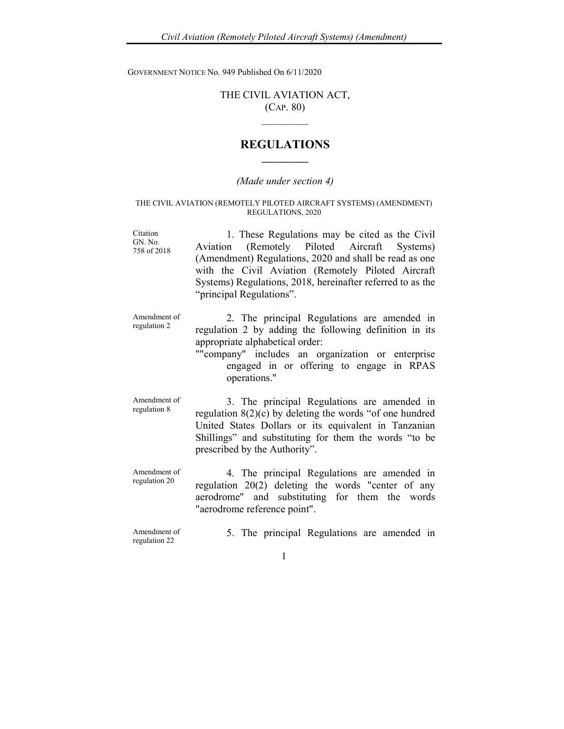GOVERNMENT NOTICE No. 949 Published On 6/11/2020

THE CIVIL AVIATION ACT,
(CAP. 80)

# REGULATIONS

*(Made under section 4)*

THE CIVIL AVIATION (REMOTELY PILOTED AIRCRAFT SYSTEMS) (AMENDMENT) REGULATIONS, 2020

Citation GN. No. 758 of 2018

1. These Regulations may be cited as the Civil Aviation (Remotely Piloted Aircraft Systems) (Amendment) Regulations, 2020 and shall be read as one with the Civil Aviation (Remotely Piloted Aircraft Systems) Regulations, 2018, hereinafter referred to as the "principal Regulations".

Amendment of regulation 2

2. The principal Regulations are amended in regulation 2 by adding the following definition in its appropriate alphabetical order:
""company" includes an organization or enterprise engaged in or offering to engage in RPAS operations."

Amendment of regulation 8

3. The principal Regulations are amended in regulation 8(2)(c) by deleting the words "of one hundred United States Dollars or its equivalent in Tanzanian Shillings" and substituting for them the words "to be prescribed by the Authority".

Amendment of regulation 20

4. The principal Regulations are amended in regulation 20(2) deleting the words "center of any aerodrome" and substituting for them the words "aerodrome reference point".

Amendment of regulation 22

5. The principal Regulations are amended in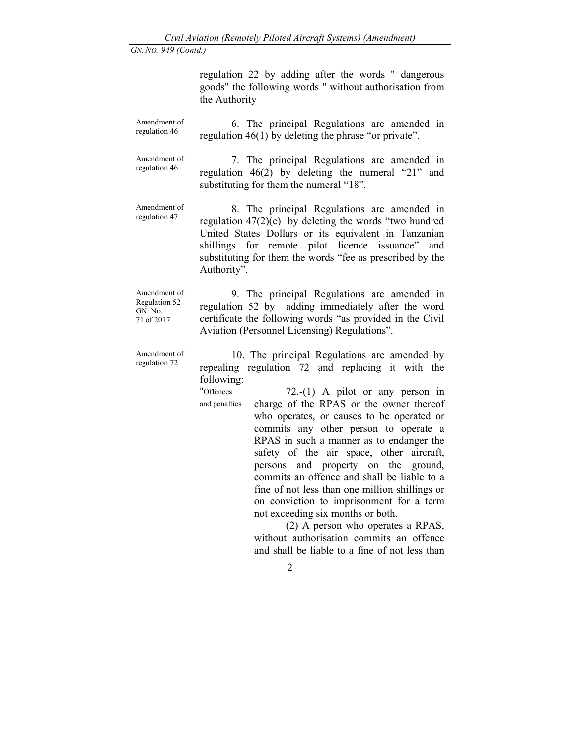regulation 22 by adding after the words " dangerous goods" the following words " without authorisation from the Authority

Amendment of regulation 46

6. The principal Regulations are amended in regulation 46(1) by deleting the phrase "or private".

Amendment of regulation 46

7. The principal Regulations are amended in regulation 46(2) by deleting the numeral "21" and substituting for them the numeral "18".

Amendment of regulation 47

8. The principal Regulations are amended in regulation 47(2)(c) by deleting the words "two hundred United States Dollars or its equivalent in Tanzanian shillings for remote pilot licence issuance" and substituting for them the words "fee as prescribed by the Authority".

Amendment of Regulation 52 GN. No. 71 of 2017

9. The principal Regulations are amended in regulation 52 by adding immediately after the word certificate the following words "as provided in the Civil Aviation (Personnel Licensing) Regulations".

Amendment of regulation 72

10. The principal Regulations are amended by repealing regulation 72 and replacing it with the following:

"Offences and penalties

72.-(1) A pilot or any person in charge of the RPAS or the owner thereof who operates, or causes to be operated or commits any other person to operate a RPAS in such a manner as to endanger the safety of the air space, other aircraft, persons and property on the ground, commits an offence and shall be liable to a fine of not less than one million shillings or on conviction to imprisonment for a term not exceeding six months or both.

(2) A person who operates a RPAS, without authorisation commits an offence and shall be liable to a fine of not less than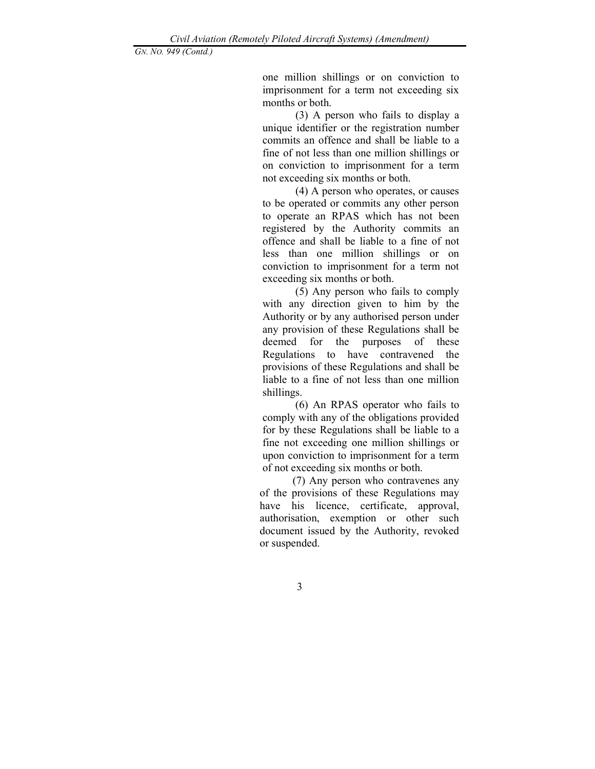one million shillings or on conviction to imprisonment for a term not exceeding six months or both.

(3) A person who fails to display a unique identifier or the registration number commits an offence and shall be liable to a fine of not less than one million shillings or on conviction to imprisonment for a term not exceeding six months or both.

(4) A person who operates, or causes to be operated or commits any other person to operate an RPAS which has not been registered by the Authority commits an offence and shall be liable to a fine of not less than one million shillings or on conviction to imprisonment for a term not exceeding six months or both.

(5) Any person who fails to comply with any direction given to him by the Authority or by any authorised person under any provision of these Regulations shall be deemed for the purposes of these Regulations to have contravened the provisions of these Regulations and shall be liable to a fine of not less than one million shillings.

(6) An RPAS operator who fails to comply with any of the obligations provided for by these Regulations shall be liable to a fine not exceeding one million shillings or upon conviction to imprisonment for a term of not exceeding six months or both.

(7) Any person who contravenes any of the provisions of these Regulations may have his licence, certificate, approval, authorisation, exemption or other such document issued by the Authority, revoked or suspended.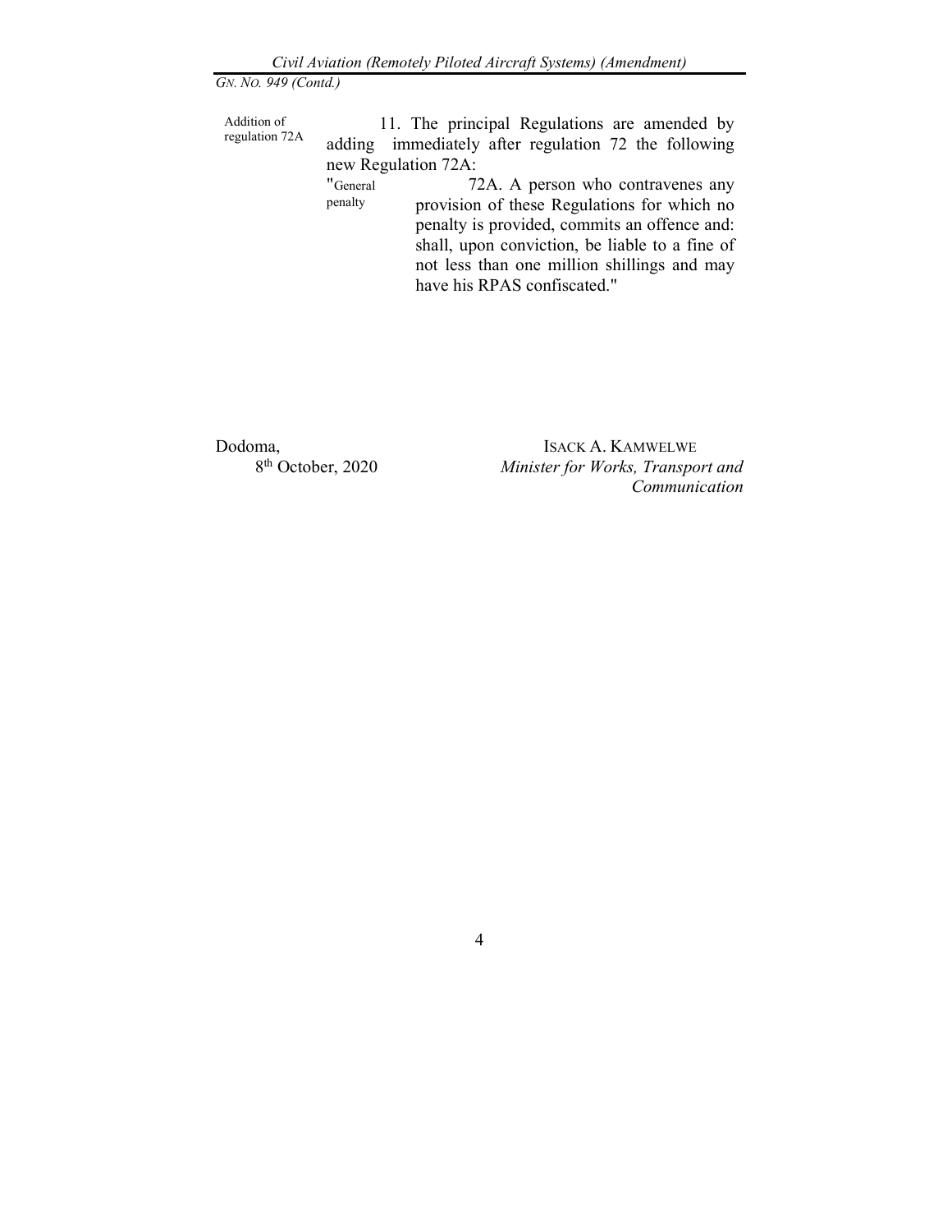*GN. NO. 949 (Contd.)*

Addition of regulation 72A

11. The principal Regulations are amended by adding immediately after regulation 72 the following new Regulation 72A:

"General penalty

72A. A person who contravenes any provision of these Regulations for which no penalty is provided, commits an offence and: shall, upon conviction, be liable to a fine of not less than one million shillings and may have his RPAS confiscated."

Dodoma,
8th October, 2020

ISACK A. KAMWELWE
*Minister for Works, Transport and Communication*